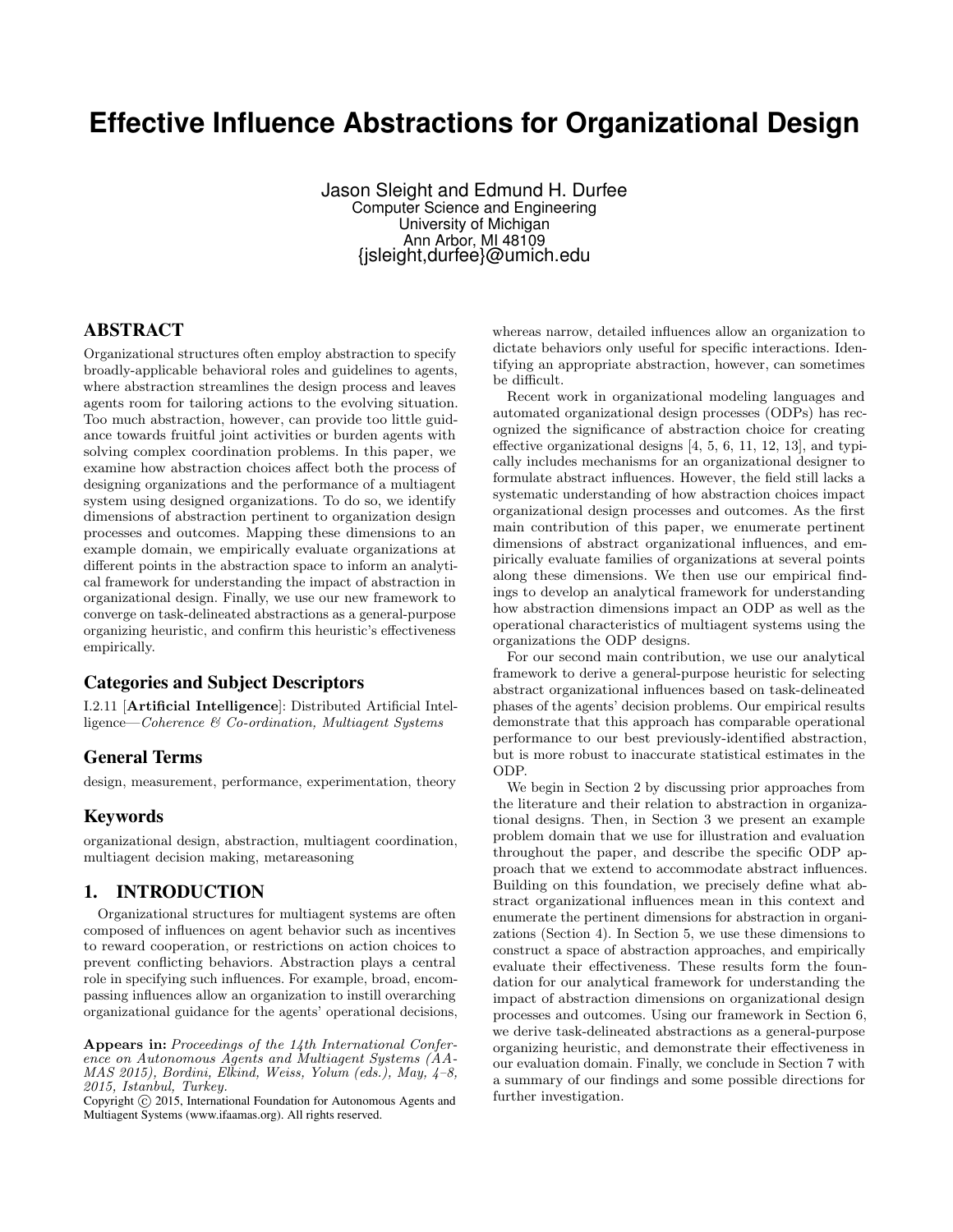# Effective Influence Abstractions for Organizational Design

Jason Sleight and Edmund H. Durfee
Computer Science and Engineering
University of Michigan
Ann Arbor, MI 48109
{jsleight,durfee}@umich.edu

## ABSTRACT

Organizational structures often employ abstraction to specify broadly-applicable behavioral roles and guidelines to agents, where abstraction streamlines the design process and leaves agents room for tailoring actions to the evolving situation. Too much abstraction, however, can provide too little guidance towards fruitful joint activities or burden agents with solving complex coordination problems. In this paper, we examine how abstraction choices affect both the process of designing organizations and the performance of a multiagent system using designed organizations. To do so, we identify dimensions of abstraction pertinent to organization design processes and outcomes. Mapping these dimensions to an example domain, we empirically evaluate organizations at different points in the abstraction space to inform an analytical framework for understanding the impact of abstraction in organizational design. Finally, we use our new framework to converge on task-delineated abstractions as a general-purpose organizing heuristic, and confirm this heuristic's effectiveness empirically.

### Categories and Subject Descriptors

I.2.11 [**Artificial Intelligence**]: Distributed Artificial Intelligence—*Coherence & Co-ordination, Multiagent Systems*

### General Terms

design, measurement, performance, experimentation, theory

### Keywords

organizational design, abstraction, multiagent coordination, multiagent decision making, metareasoning

## 1. INTRODUCTION

Organizational structures for multiagent systems are often composed of influences on agent behavior such as incentives to reward cooperation, or restrictions on action choices to prevent conflicting behaviors. Abstraction plays a central role in specifying such influences. For example, broad, encompassing influences allow an organization to instill overarching organizational guidance for the agents' operational decisions, whereas narrow, detailed influences allow an organization to dictate behaviors only useful for specific interactions. Identifying an appropriate abstraction, however, can sometimes be difficult.

Recent work in organizational modeling languages and automated organizational design processes (ODPs) has recognized the significance of abstraction choice for creating effective organizational designs [4, 5, 6, 11, 12, 13], and typically includes mechanisms for an organizational designer to formulate abstract influences. However, the field still lacks a systematic understanding of how abstraction choices impact organizational design processes and outcomes. As the first main contribution of this paper, we enumerate pertinent dimensions of abstract organizational influences, and empirically evaluate families of organizations at several points along these dimensions. We then use our empirical findings to develop an analytical framework for understanding how abstraction dimensions impact an ODP as well as the operational characteristics of multiagent systems using the organizations the ODP designs.

For our second main contribution, we use our analytical framework to derive a general-purpose heuristic for selecting abstract organizational influences based on task-delineated phases of the agents' decision problems. Our empirical results demonstrate that this approach has comparable operational performance to our best previously-identified abstraction, but is more robust to inaccurate statistical estimates in the ODP.

We begin in Section 2 by discussing prior approaches from the literature and their relation to abstraction in organizational designs. Then, in Section 3 we present an example problem domain that we use for illustration and evaluation throughout the paper, and describe the specific ODP approach that we extend to accommodate abstract influences. Building on this foundation, we precisely define what abstract organizational influences mean in this context and enumerate the pertinent dimensions for abstraction in organizations (Section 4). In Section 5, we use these dimensions to construct a space of abstraction approaches, and empirically evaluate their effectiveness. These results form the foundation for our analytical framework for understanding the impact of abstraction dimensions on organizational design processes and outcomes. Using our framework in Section 6, we derive task-delineated abstractions as a general-purpose organizing heuristic, and demonstrate their effectiveness in our evaluation domain. Finally, we conclude in Section 7 with a summary of our findings and some possible directions for further investigation.

**Appears in:** *Proceedings of the 14th International Conference on Autonomous Agents and Multiagent Systems (AAMAS 2015), Bordini, Elkind, Weiss, Yolum (eds.), May, 4–8, 2015, Istanbul, Turkey.*
Copyright © 2015, International Foundation for Autonomous Agents and Multiagent Systems (www.ifaamas.org). All rights reserved.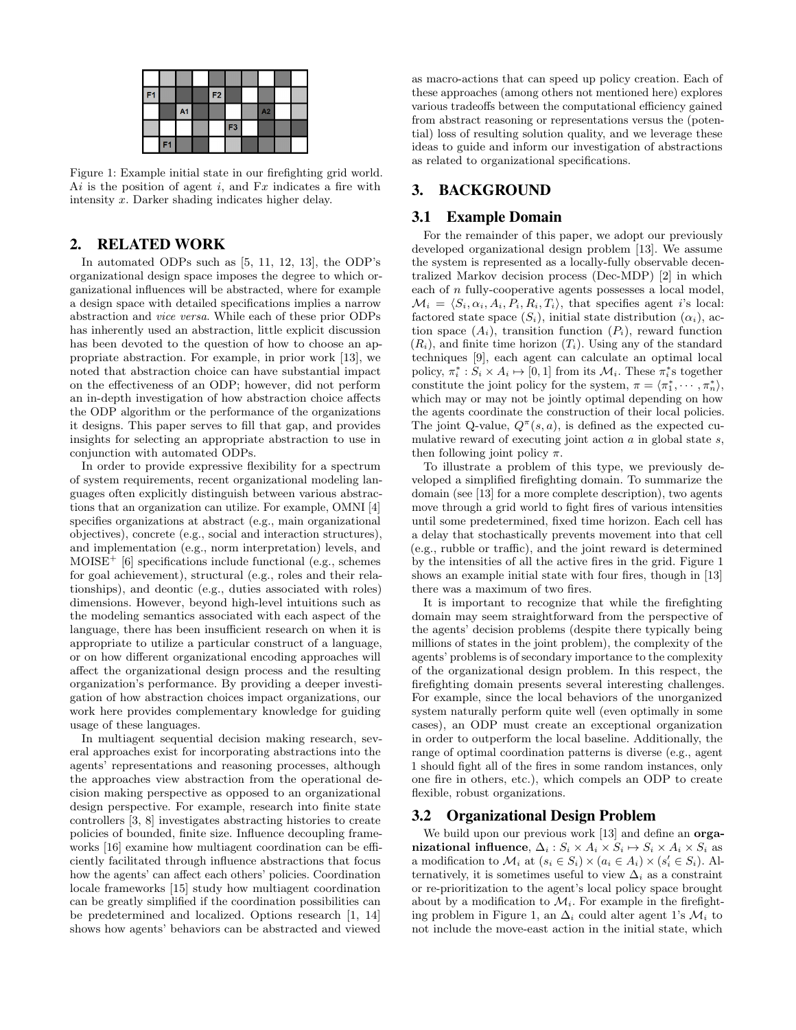Figure 1: Example initial state in our firefighting grid world. A$i$ is the position of agent $i$, and F$x$ indicates a fire with intensity $x$. Darker shading indicates higher delay.

## 2. RELATED WORK

In automated ODPs such as [5, 11, 12, 13], the ODP's organizational design space imposes the degree to which organizational influences will be abstracted, where for example a design space with detailed specifications implies a narrow abstraction and *vice versa*. While each of these prior ODPs has inherently used an abstraction, little explicit discussion has been devoted to the question of how to choose an appropriate abstraction. For example, in prior work [13], we noted that abstraction choice can have substantial impact on the effectiveness of an ODP; however, did not perform an in-depth investigation of how abstraction choice affects the ODP algorithm or the performance of the organizations it designs. This paper serves to fill that gap, and provides insights for selecting an appropriate abstraction to use in conjunction with automated ODPs.

In order to provide expressive flexibility for a spectrum of system requirements, recent organizational modeling languages often explicitly distinguish between various abstractions that an organization can utilize. For example, OMNI [4] specifies organizations at abstract (e.g., main organizational objectives), concrete (e.g., social and interaction structures), and implementation (e.g., norm interpretation) levels, and MOISE$^+$ [6] specifications include functional (e.g., schemes for goal achievement), structural (e.g., roles and their relationships), and deontic (e.g., duties associated with roles) dimensions. However, beyond high-level intuitions such as the modeling semantics associated with each aspect of the language, there has been insufficient research on when it is appropriate to utilize a particular construct of a language, or on how different organizational encoding approaches will affect the organizational design process and the resulting organization's performance. By providing a deeper investigation of how abstraction choices impact organizations, our work here provides complementary knowledge for guiding usage of these languages.

In multiagent sequential decision making research, several approaches exist for incorporating abstractions into the agents' representations and reasoning processes, although the approaches view abstraction from the operational decision making perspective as opposed to an organizational design perspective. For example, research into finite state controllers [3, 8] investigates abstracting histories to create policies of bounded, finite size. Influence decoupling frameworks [16] examine how multiagent coordination can be efficiently facilitated through influence abstractions that focus how the agents' can affect each others' policies. Coordination locale frameworks [15] study how multiagent coordination can be greatly simplified if the coordination possibilities can be predetermined and localized. Options research [1, 14] shows how agents' behaviors can be abstracted and viewed as macro-actions that can speed up policy creation. Each of these approaches (among others not mentioned here) explores various tradeoffs between the computational efficiency gained from abstract reasoning or representations versus the (potential) loss of resulting solution quality, and we leverage these ideas to guide and inform our investigation of abstractions as related to organizational specifications.

## 3. BACKGROUND

### 3.1 Example Domain

For the remainder of this paper, we adopt our previously developed organizational design problem [13]. We assume the system is represented as a locally-fully observable decentralized Markov decision process (Dec-MDP) [2] in which each of $n$ fully-cooperative agents possesses a local model, $\mathcal{M}_i = \langle S_i, \alpha_i, A_i, P_i, R_i, T_i \rangle$, that specifies agent $i$'s local: factored state space ($S_i$), initial state distribution ($\alpha_i$), action space ($A_i$), transition function ($P_i$), reward function ($R_i$), and finite time horizon ($T_i$). Using any of the standard techniques [9], each agent can calculate an optimal local policy, $\pi_i^* : S_i \times A_i \mapsto [0, 1]$ from its $\mathcal{M}_i$. These $\pi_i^*$s together constitute the joint policy for the system, $\pi = \langle \pi_1^*, \cdots, \pi_n^* \rangle$, which may or may not be jointly optimal depending on how the agents coordinate the construction of their local policies. The joint Q-value, $Q^{\pi}(s, a)$, is defined as the expected cumulative reward of executing joint action $a$ in global state $s$, then following joint policy $\pi$.

To illustrate a problem of this type, we previously developed a simplified firefighting domain. To summarize the domain (see [13] for a more complete description), two agents move through a grid world to fight fires of various intensities until some predetermined, fixed time horizon. Each cell has a delay that stochastically prevents movement into that cell (e.g., rubble or traffic), and the joint reward is determined by the intensities of all the active fires in the grid. Figure 1 shows an example initial state with four fires, though in [13] there was a maximum of two fires.

It is important to recognize that while the firefighting domain may seem straightforward from the perspective of the agents' decision problems (despite there typically being millions of states in the joint problem), the complexity of the agents' problems is of secondary importance to the complexity of the organizational design problem. In this respect, the firefighting domain presents several interesting challenges. For example, since the local behaviors of the unorganized system naturally perform quite well (even optimally in some cases), an ODP must create an exceptional organization in order to outperform the local baseline. Additionally, the range of optimal coordination patterns is diverse (e.g., agent 1 should fight all of the fires in some random instances, only one fire in others, etc.), which compels an ODP to create flexible, robust organizations.

### 3.2 Organizational Design Problem

We build upon our previous work [13] and define an **organizational influence**, $\Delta_i : S_i \times A_i \times S_i \mapsto S_i \times A_i \times S_i$ as a modification to $\mathcal{M}_i$ at $(s_i \in S_i) \times (a_i \in A_i) \times (s_i' \in S_i)$. Alternatively, it is sometimes useful to view $\Delta_i$ as a constraint or re-prioritization to the agent's local policy space brought about by a modification to $\mathcal{M}_i$. For example in the firefighting problem in Figure 1, an $\Delta_i$ could alter agent 1's $\mathcal{M}_i$ to not include the move-east action in the initial state, which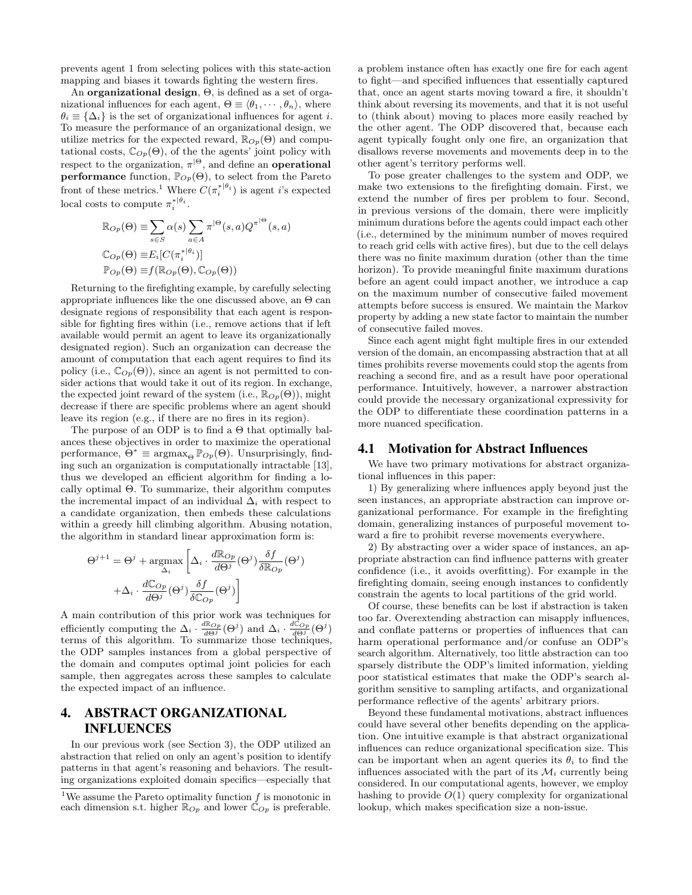prevents agent 1 from selecting polices with this state-action mapping and biases it towards fighting the western fires.

An **organizational design**, $\Theta$, is defined as a set of organizational influences for each agent, $\Theta \equiv \langle \theta_1, \cdots, \theta_n \rangle$, where $\theta_i \equiv \{\Delta_i\}$ is the set of organizational influences for agent $i$. To measure the performance of an organizational design, we utilize metrics for the expected reward, $\mathbb{R}_{Op}(\Theta)$ and computational costs, $\mathbb{C}_{Op}(\Theta)$, of the the agents' joint policy with respect to the organization, $\pi^{|\Theta}$, and define an **operational performance** function, $\mathbb{P}_{Op}(\Theta)$, to select from the Pareto front of these metrics.[1] Where $C(\pi_i^{*|\theta_i})$ is agent $i$'s expected local costs to compute $\pi_i^{*|\theta_i}$.

$$\mathbb{R}_{Op}(\Theta) \equiv \sum_{s \in S} \alpha(s) \sum_{a \in A} \pi^{|\Theta}(s,a) Q^{\pi^{|\Theta}}(s,a)$$

$$\mathbb{C}_{Op}(\Theta) \equiv E_i[C(\pi_i^{*|\theta_i})]$$

$$\mathbb{P}_{Op}(\Theta) \equiv f(\mathbb{R}_{Op}(\Theta), \mathbb{C}_{Op}(\Theta))$$

Returning to the firefighting example, by carefully selecting appropriate influences like the one discussed above, an $\Theta$ can designate regions of responsibility that each agent is responsible for fighting fires within (i.e., remove actions that if left available would permit an agent to leave its organizationally designated region). Such an organization can decrease the amount of computation that each agent requires to find its policy (i.e., $\mathbb{C}_{Op}(\Theta)$), since an agent is not permitted to consider actions that would take it out of its region. In exchange, the expected joint reward of the system (i.e., $\mathbb{R}_{Op}(\Theta)$), might decrease if there are specific problems where an agent should leave its region (e.g., if there are no fires in its region).

The purpose of an ODP is to find a $\Theta$ that optimally balances these objectives in order to maximize the operational performance, $\Theta^* \equiv \text{argmax}_\Theta \mathbb{P}_{Op}(\Theta)$. Unsurprisingly, finding such an organization is computationally intractable [13], thus we developed an efficient algorithm for finding a locally optimal $\Theta$. To summarize, their algorithm computes the incremental impact of an individual $\Delta_i$ with respect to a candidate organization, then embeds these calculations within a greedy hill climbing algorithm. Abusing notation, the algorithm in standard linear approximation form is:

$$\Theta^{j+1} = \Theta^j + \underset{\Delta_i}{\text{argmax}} \left[ \Delta_i \cdot \frac{d\mathbb{R}_{Op}}{d\Theta^j}(\Theta^j) \frac{\delta f}{\delta \mathbb{R}_{Op}}(\Theta^j) + \Delta_i \cdot \frac{d\mathbb{C}_{Op}}{d\Theta^j}(\Theta^j) \frac{\delta f}{\delta \mathbb{C}_{Op}}(\Theta^j) \right]$$

A main contribution of this prior work was techniques for efficiently computing the $\Delta_i \cdot \frac{d\mathbb{R}_{Op}}{d\Theta^j}(\Theta^j)$ and $\Delta_i \cdot \frac{d\mathbb{C}_{Op}}{d\Theta^j}(\Theta^j)$ terms of this algorithm. To summarize those techniques, the ODP samples instances from a global perspective of the domain and computes optimal joint policies for each sample, then aggregates across these samples to calculate the expected impact of an influence.

## 4. ABSTRACT ORGANIZATIONAL INFLUENCES

In our previous work (see Section 3), the ODP utilized an abstraction that relied on only an agent's position to identify patterns in that agent's reasoning and behaviors. The resulting organizations exploited domain specifics—especially that a problem instance often has exactly one fire for each agent to fight—and specified influences that essentially captured that, once an agent starts moving toward a fire, it shouldn't think about reversing its movements, and that it is not useful to (think about) moving to places more easily reached by the other agent. The ODP discovered that, because each agent typically fought only one fire, an organization that disallows reverse movements and movements deep in to the other agent's territory performs well.

To pose greater challenges to the system and ODP, we make two extensions to the firefighting domain. First, we extend the number of fires per problem to four. Second, in previous versions of the domain, there were implicitly minimum durations before the agents could impact each other (i.e., determined by the minimum number of moves required to reach grid cells with active fires), but due to the cell delays there was no finite maximum duration (other than the time horizon). To provide meaningful finite maximum durations before an agent could impact another, we introduce a cap on the maximum number of consecutive failed movement attempts before success is ensured. We maintain the Markov property by adding a new state factor to maintain the number of consecutive failed moves.

Since each agent might fight multiple fires in our extended version of the domain, an encompassing abstraction that at all times prohibits reverse movements could stop the agents from reaching a second fire, and as a result have poor operational performance. Intuitively, however, a narrower abstraction could provide the necessary organizational expressivity for the ODP to differentiate these coordination patterns in a more nuanced specification.

### 4.1 Motivation for Abstract Influences

We have two primary motivations for abstract organizational influences in this paper:

1) By generalizing where influences apply beyond just the seen instances, an appropriate abstraction can improve organizational performance. For example in the firefighting domain, generalizing instances of purposeful movement toward a fire to prohibit reverse movements everywhere.

2) By abstracting over a wider space of instances, an appropriate abstraction can find influence patterns with greater confidence (i.e., it avoids overfitting). For example in the firefighting domain, seeing enough instances to confidently constrain the agents to local partitions of the grid world.

Of course, these benefits can be lost if abstraction is taken too far. Overextending abstraction can misapply influences, and conflate patterns or properties of influences that can harm operational performance and/or confuse an ODP's search algorithm. Alternatively, too little abstraction can too sparsely distribute the ODP's limited information, yielding poor statistical estimates that make the ODP's search algorithm sensitive to sampling artifacts, and organizational performance reflective of the agents' arbitrary priors.

Beyond these fundamental motivations, abstract influences could have several other benefits depending on the application. One intuitive example is that abstract organizational influences can reduce organizational specification size. This can be important when an agent queries its $\theta_i$ to find the influences associated with the part of its $\mathcal{M}_i$ currently being considered. In our computational agents, however, we employ hashing to provide $O(1)$ query complexity for organizational lookup, which makes specification size a non-issue.

[1] We assume the Pareto optimality function $f$ is monotonic in each dimension s.t. higher $\mathbb{R}_{Op}$ and lower $\mathbb{C}_{Op}$ is preferable.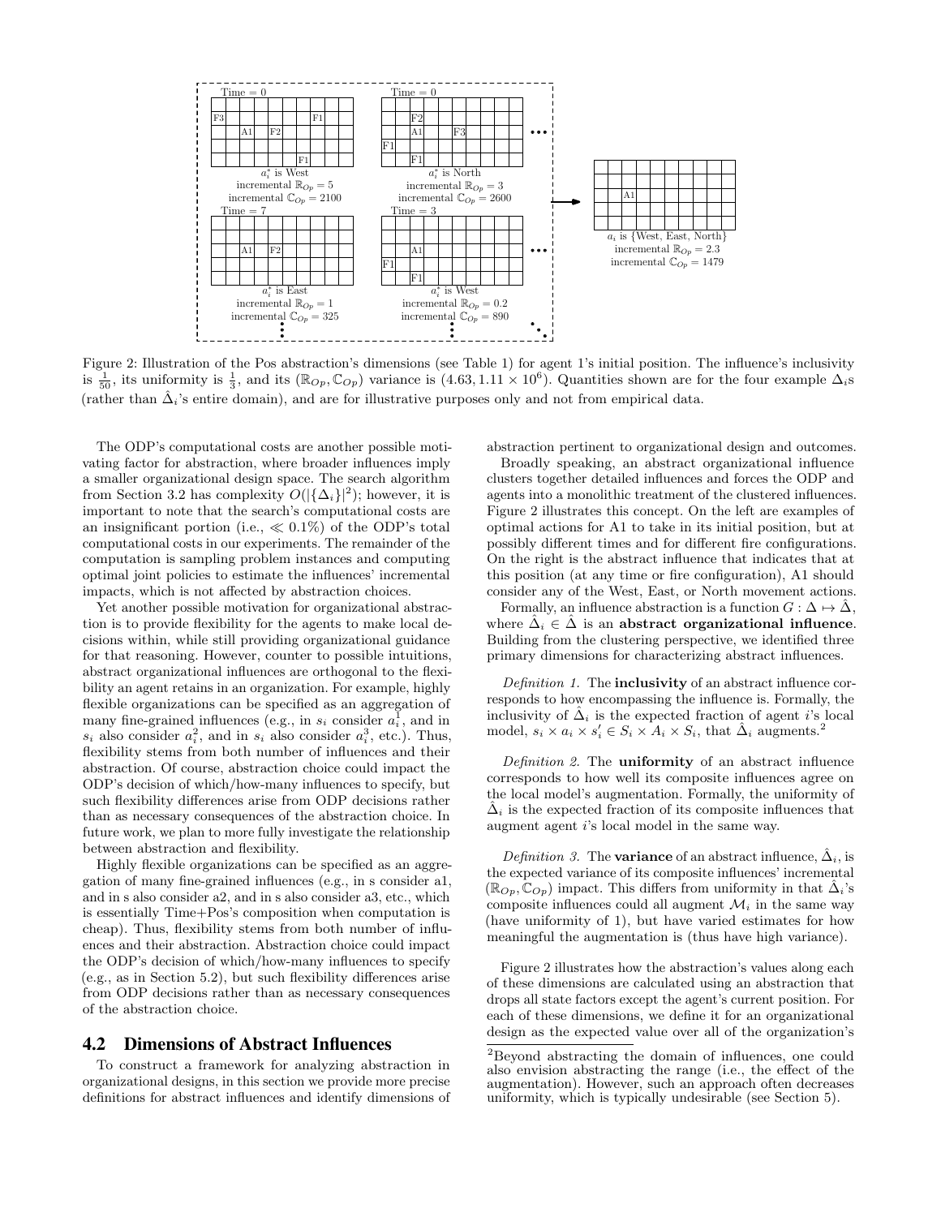Figure 2: Illustration of the Pos abstraction's dimensions (see Table 1) for agent 1's initial position. The influence's inclusivity is $\frac{1}{50}$, its uniformity is $\frac{1}{3}$, and its ($\mathbb{R}_{Op}, \mathbb{C}_{Op}$) variance is $(4.63, 1.11 \times 10^6)$. Quantities shown are for the four example $\Delta_i$s (rather than $\hat{\Delta}_i$'s entire domain), and are for illustrative purposes only and not from empirical data.

The ODP's computational costs are another possible motivating factor for abstraction, where broader influences imply a smaller organizational design space. The search algorithm from Section 3.2 has complexity $O(|\{\Delta_i\}|^2)$; however, it is important to note that the search's computational costs are an insignificant portion (i.e., $\ll 0.1\%$) of the ODP's total computational costs in our experiments. The remainder of the computation is sampling problem instances and computing optimal joint policies to estimate the influences' incremental impacts, which is not affected by abstraction choices.

Yet another possible motivation for organizational abstraction is to provide flexibility for the agents to make local decisions within, while still providing organizational guidance for that reasoning. However, counter to possible intuitions, abstract organizational influences are orthogonal to the flexibility an agent retains in an organization. For example, highly flexible organizations can be specified as an aggregation of many fine-grained influences (e.g., in $s_i$ consider $a_i^1$, and in $s_i$ also consider $a_i^2$, and in $s_i$ also consider $a_i^3$, etc.). Thus, flexibility stems from both number of influences and their abstraction. Of course, abstraction choice could impact the ODP's decision of which/how-many influences to specify, but such flexibility differences arise from ODP decisions rather than as necessary consequences of the abstraction choice. In future work, we plan to more fully investigate the relationship between abstraction and flexibility.

Highly flexible organizations can be specified as an aggregation of many fine-grained influences (e.g., in s consider a1, and in s also consider a2, and in s also consider a3, etc., which is essentially Time+Pos's composition when computation is cheap). Thus, flexibility stems from both number of influences and their abstraction. Abstraction choice could impact the ODP's decision of which/how-many influences to specify (e.g., as in Section 5.2), but such flexibility differences arise from ODP decisions rather than as necessary consequences of the abstraction choice.

## 4.2 Dimensions of Abstract Influences

To construct a framework for analyzing abstraction in organizational designs, in this section we provide more precise definitions for abstract influences and identify dimensions of abstraction pertinent to organizational design and outcomes.

Broadly speaking, an abstract organizational influence clusters together detailed influences and forces the ODP and agents into a monolithic treatment of the clustered influences. Figure 2 illustrates this concept. On the left are examples of optimal actions for A1 to take in its initial position, but at possibly different times and for different fire configurations. On the right is the abstract influence that indicates that at this position (at any time or fire configuration), A1 should consider any of the West, East, or North movement actions.

Formally, an influence abstraction is a function $G : \Delta \mapsto \hat{\Delta}$, where $\hat{\Delta}_i \in \hat{\Delta}$ is an **abstract organizational influence**. Building from the clustering perspective, we identified three primary dimensions for characterizing abstract influences.

*Definition 1.* The **inclusivity** of an abstract influence corresponds to how encompassing the influence is. Formally, the inclusivity of $\hat{\Delta}_i$ is the expected fraction of agent $i$'s local model, $s_i \times a_i \times s'_i \in S_i \times A_i \times S_i$, that $\hat{\Delta}_i$ augments.[2]

*Definition 2.* The **uniformity** of an abstract influence corresponds to how well its composite influences agree on the local model's augmentation. Formally, the uniformity of $\hat{\Delta}_i$ is the expected fraction of its composite influences that augment agent $i$'s local model in the same way.

*Definition 3.* The **variance** of an abstract influence, $\hat{\Delta}_i$, is the expected variance of its composite influences' incremental ($\mathbb{R}_{Op}, \mathbb{C}_{Op}$) impact. This differs from uniformity in that $\hat{\Delta}_i$'s composite influences could all augment $\mathcal{M}_i$ in the same way (have uniformity of 1), but have varied estimates for how meaningful the augmentation is (thus have high variance).

Figure 2 illustrates how the abstraction's values along each of these dimensions are calculated using an abstraction that drops all state factors except the agent's current position. For each of these dimensions, we define it for an organizational design as the expected value over all of the organization's

[2]Beyond abstracting the domain of influences, one could also envision abstracting the range (i.e., the effect of the augmentation). However, such an approach often decreases uniformity, which is typically undesirable (see Section 5).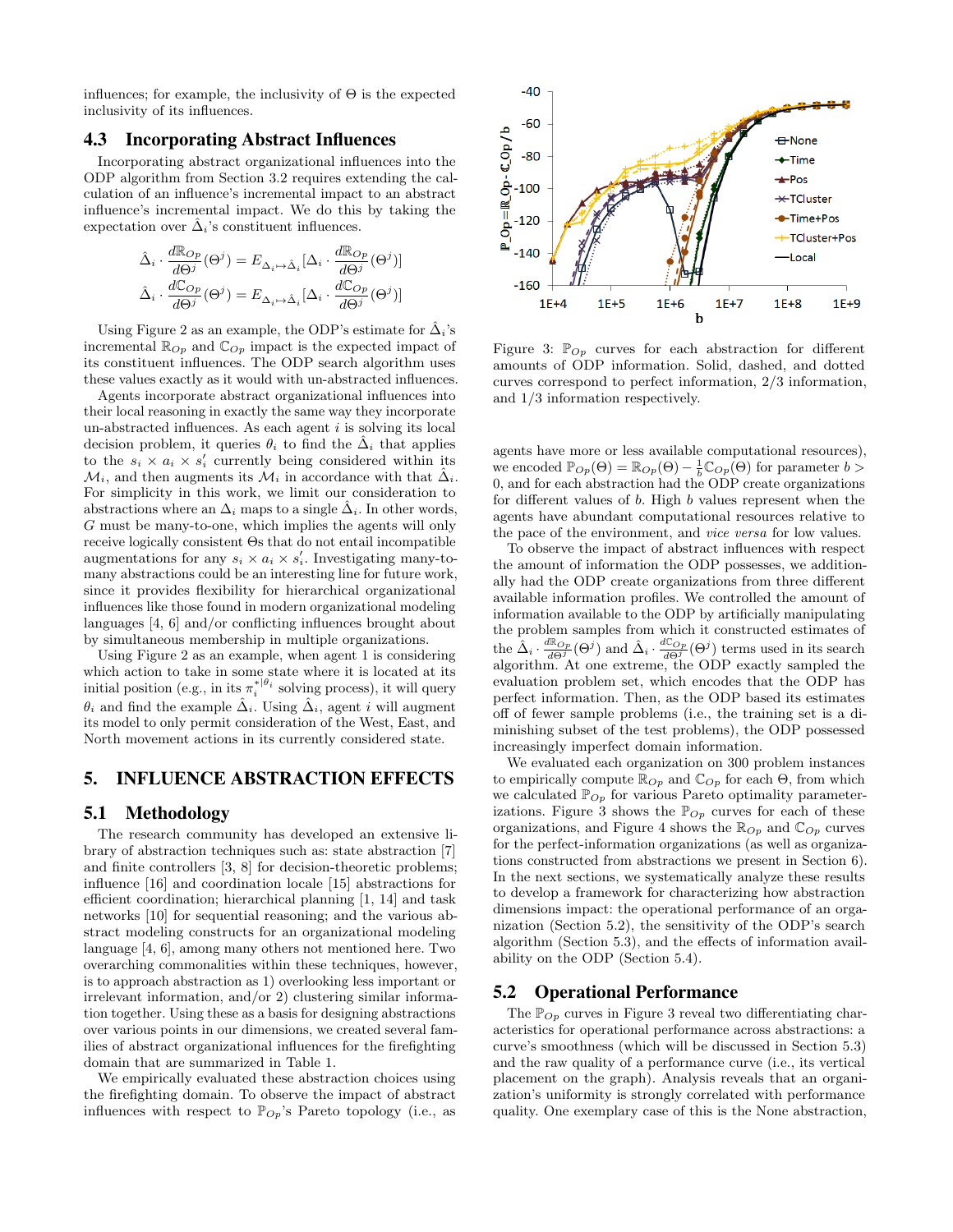influences; for example, the inclusivity of $\Theta$ is the expected inclusivity of its influences.

## 4.3 Incorporating Abstract Influences

Incorporating abstract organizational influences into the ODP algorithm from Section 3.2 requires extending the calculation of an influence's incremental impact to an abstract influence's incremental impact. We do this by taking the expectation over $\hat{\Delta}_i$'s constituent influences.

$$\hat{\Delta}_i \cdot \frac{d\mathbb{R}_{Op}}{d\Theta^j}(\Theta^j) = E_{\Delta_i \mapsto \hat{\Delta}_i}[\Delta_i \cdot \frac{d\mathbb{R}_{Op}}{d\Theta^j}(\Theta^j)]$$
$$\hat{\Delta}_i \cdot \frac{d\mathbb{C}_{Op}}{d\Theta^j}(\Theta^j) = E_{\Delta_i \mapsto \hat{\Delta}_i}[\Delta_i \cdot \frac{d\mathbb{C}_{Op}}{d\Theta^j}(\Theta^j)]$$

Using Figure 2 as an example, the ODP's estimate for $\hat{\Delta}_i$'s incremental $\mathbb{R}_{Op}$ and $\mathbb{C}_{Op}$ impact is the expected impact of its constituent influences. The ODP search algorithm uses these values exactly as it would with un-abstracted influences.

Agents incorporate abstract organizational influences into their local reasoning in exactly the same way they incorporate un-abstracted influences. As each agent $i$ is solving its local decision problem, it queries $\theta_i$ to find the $\hat{\Delta}_i$ that applies to the $s_i \times a_i \times s'_i$ currently being considered within its $\mathcal{M}_i$, and then augments its $\mathcal{M}_i$ in accordance with that $\hat{\Delta}_i$. For simplicity in this work, we limit our consideration to abstractions where an $\Delta_i$ maps to a single $\hat{\Delta}_i$. In other words, $G$ must be many-to-one, which implies the agents will only receive logically consistent $\Theta$s that do not entail incompatible augmentations for any $s_i \times a_i \times s'_i$. Investigating many-to-many abstractions could be an interesting line for future work, since it provides flexibility for hierarchical organizational influences like those found in modern organizational modeling languages [4, 6] and/or conflicting influences brought about by simultaneous membership in multiple organizations.

Using Figure 2 as an example, when agent 1 is considering which action to take in some state where it is located at its initial position (e.g., in its $\pi_i^{*|\theta_i}$ solving process), it will query $\theta_i$ and find the example $\hat{\Delta}_i$. Using $\hat{\Delta}_i$, agent $i$ will augment its model to only permit consideration of the West, East, and North movement actions in its currently considered state.

# 5. INFLUENCE ABSTRACTION EFFECTS

## 5.1 Methodology

The research community has developed an extensive library of abstraction techniques such as: state abstraction [7] and finite controllers [3, 8] for decision-theoretic problems; influence [16] and coordination locale [15] abstractions for efficient coordination; hierarchical planning [1, 14] and task networks [10] for sequential reasoning; and the various abstract modeling constructs for an organizational modeling language [4, 6], among many others not mentioned here. Two overarching commonalities within these techniques, however, is to approach abstraction as 1) overlooking less important or irrelevant information, and/or 2) clustering similar information together. Using these as a basis for designing abstractions over various points in our dimensions, we created several families of abstract organizational influences for the firefighting domain that are summarized in Table 1.

We empirically evaluated these abstraction choices using the firefighting domain. To observe the impact of abstract influences with respect to $\mathbb{P}_{Op}$'s Pareto topology (i.e., as agents have more or less available computational resources), we encoded $\mathbb{P}_{Op}(\Theta) = \mathbb{R}_{Op}(\Theta) - \frac{1}{b}\mathbb{C}_{Op}(\Theta)$ for parameter $b > 0$, and for each abstraction had the ODP create organizations for different values of $b$. High $b$ values represent when the agents have abundant computational resources relative to the pace of the environment, and *vice versa* for low values.

Figure 3: $\mathbb{P}_{Op}$ curves for each abstraction for different amounts of ODP information. Solid, dashed, and dotted curves correspond to perfect information, 2/3 information, and 1/3 information respectively.

To observe the impact of abstract influences with respect the amount of information the ODP possesses, we additionally had the ODP create organizations from three different available information profiles. We controlled the amount of information available to the ODP by artificially manipulating the problem samples from which it constructed estimates of the $\hat{\Delta}_i \cdot \frac{d\mathbb{R}_{Op}}{d\Theta^j}(\Theta^j)$ and $\hat{\Delta}_i \cdot \frac{d\mathbb{C}_{Op}}{d\Theta^j}(\Theta^j)$ terms used in its search algorithm. At one extreme, the ODP exactly sampled the evaluation problem set, which encodes that the ODP has perfect information. Then, as the ODP based its estimates off of fewer sample problems (i.e., the training set is a diminishing subset of the test problems), the ODP possessed increasingly imperfect domain information.

We evaluated each organization on 300 problem instances to empirically compute $\mathbb{R}_{Op}$ and $\mathbb{C}_{Op}$ for each $\Theta$, from which we calculated $\mathbb{P}_{Op}$ for various Pareto optimality parameterizations. Figure 3 shows the $\mathbb{P}_{Op}$ curves for each of these organizations, and Figure 4 shows the $\mathbb{R}_{Op}$ and $\mathbb{C}_{Op}$ curves for the perfect-information organizations (as well as organizations constructed from abstractions we present in Section 6). In the next sections, we systematically analyze these results to develop a framework for characterizing how abstraction dimensions impact: the operational performance of an organization (Section 5.2), the sensitivity of the ODP's search algorithm (Section 5.3), and the effects of information availability on the ODP (Section 5.4).

## 5.2 Operational Performance

The $\mathbb{P}_{Op}$ curves in Figure 3 reveal two differentiating characteristics for operational performance across abstractions: a curve's smoothness (which will be discussed in Section 5.3) and the raw quality of a performance curve (i.e., its vertical placement on the graph). Analysis reveals that an organization's uniformity is strongly correlated with performance quality. One exemplary case of this is the None abstraction,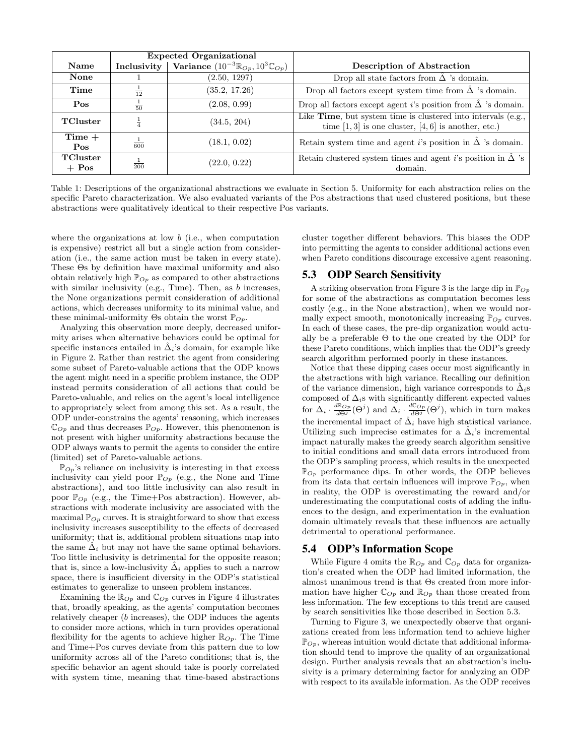| Name | Expected Organizational | | Description of Abstraction |
|---|---|---|---|
| | Inclusivity | Variance ($10^{-3}\mathbb{R}_{Op}, 10^{3}\mathbb{C}_{Op}$) | |
| **None** | 1 | (2.50, 1297) | Drop all state factors from $\hat{\Delta}$ 's domain. |
| **Time** | $\frac{1}{12}$ | (35.2, 17.26) | Drop all factors except system time from $\hat{\Delta}$ 's domain. |
| **Pos** | $\frac{1}{50}$ | (2.08, 0.99) | Drop all factors except agent $i$'s position from $\hat{\Delta}$ 's domain. |
| **TCluster** | $\frac{1}{4}$ | (34.5, 204) | Like **Time**, but system time is clustered into intervals (e.g., time $[1, 3]$ is one cluster, $[4, 6]$ is another, etc.) |
| **Time + Pos** | $\frac{1}{600}$ | (18.1, 0.02) | Retain system time and agent $i$'s position in $\hat{\Delta}$ 's domain. |
| **TCluster + Pos** | $\frac{1}{200}$ | (22.0, 0.22) | Retain clustered system times and agent $i$'s position in $\hat{\Delta}$ 's domain. |

Table 1: Descriptions of the organizational abstractions we evaluate in Section 5. Uniformity for each abstraction relies on the specific Pareto characterization. We also evaluated variants of the Pos abstractions that used clustered positions, but these abstractions were qualitatively identical to their respective Pos variants.

where the organizations at low $b$ (i.e., when computation is expensive) restrict all but a single action from consideration (i.e., the same action must be taken in every state). These $\Theta$s by definition have maximal uniformity and also obtain relatively high $\mathbb{P}_{Op}$ as compared to other abstractions with similar inclusivity (e.g., Time). Then, as $b$ increases, the None organizations permit consideration of additional actions, which decreases uniformity to its minimal value, and these minimal-uniformity $\Theta$s obtain the worst $\mathbb{P}_{Op}$.

Analyzing this observation more deeply, decreased uniformity arises when alternative behaviors could be optimal for specific instances entailed in $\hat{\Delta}_i$'s domain, for example like in Figure 2. Rather than restrict the agent from considering some subset of Pareto-valuable actions that the ODP knows the agent might need in a specific problem instance, the ODP instead permits consideration of all actions that could be Pareto-valuable, and relies on the agent's local intelligence to appropriately select from among this set. As a result, the ODP under-constrains the agents' reasoning, which increases $\mathbb{C}_{Op}$ and thus decreases $\mathbb{P}_{Op}$. However, this phenomenon is not present with higher uniformity abstractions because the ODP always wants to permit the agents to consider the entire (limited) set of Pareto-valuable actions.

$\mathbb{P}_{Op}$'s reliance on inclusivity is interesting in that excess inclusivity can yield poor $\mathbb{P}_{Op}$ (e.g., the None and Time abstractions), and too little inclusivity can also result in poor $\mathbb{P}_{Op}$ (e.g., the Time+Pos abstraction). However, abstractions with moderate inclusivity are associated with the maximal $\mathbb{P}_{Op}$ curves. It is straightforward to show that excess inclusivity increases susceptibility to the effects of decreased uniformity; that is, additional problem situations map into the same $\hat{\Delta}_i$ but may not have the same optimal behaviors. Too little inclusivity is detrimental for the opposite reason; that is, since a low-inclusivity $\hat{\Delta}_i$ applies to such a narrow space, there is insufficient diversity in the ODP's statistical estimates to generalize to unseen problem instances.

Examining the $\mathbb{R}_{Op}$ and $\mathbb{C}_{Op}$ curves in Figure 4 illustrates that, broadly speaking, as the agents' computation becomes relatively cheaper ($b$ increases), the ODP induces the agents to consider more actions, which in turn provides operational flexibility for the agents to achieve higher $\mathbb{R}_{Op}$. The Time and Time+Pos curves deviate from this pattern due to low uniformity across all of the Pareto conditions; that is, the specific behavior an agent should take is poorly correlated with system time, meaning that time-based abstractions cluster together different behaviors. This biases the ODP into permitting the agents to consider additional actions even when Pareto conditions discourage excessive agent reasoning.

## 5.3 ODP Search Sensitivity

A striking observation from Figure 3 is the large dip in $\mathbb{P}_{Op}$ for some of the abstractions as computation becomes less costly (e.g., in the None abstraction), when we would normally expect smooth, monotonically increasing $\mathbb{P}_{Op}$ curves. In each of these cases, the pre-dip organization would actually be a preferable $\Theta$ to the one created by the ODP for these Pareto conditions, which implies that the ODP's greedy search algorithm performed poorly in these instances.

Notice that these dipping cases occur most significantly in the abstractions with high variance. Recalling our definition of the variance dimension, high variance corresponds to $\hat{\Delta}_i$s composed of $\Delta_i$s with significantly different expected values for $\Delta_i \cdot \frac{d\mathbb{R}_{Op}}{d\Theta^j}(\Theta^j)$ and $\Delta_i \cdot \frac{d\mathbb{C}_{Op}}{d\Theta^j}(\Theta^j)$, which in turn makes the incremental impact of $\hat{\Delta}_i$ have high statistical variance. Utilizing such imprecise estimates for a $\hat{\Delta}_i$'s incremental impact naturally makes the greedy search algorithm sensitive to initial conditions and small data errors introduced from the ODP's sampling process, which results in the unexpected $\mathbb{P}_{Op}$ performance dips. In other words, the ODP believes from its data that certain influences will improve $\mathbb{P}_{Op}$, when in reality, the ODP is overestimating the reward and/or underestimating the computational costs of adding the influences to the design, and experimentation in the evaluation domain ultimately reveals that these influences are actually detrimental to operational performance.

## 5.4 ODP's Information Scope

While Figure 4 omits the $\mathbb{R}_{Op}$ and $\mathbb{C}_{Op}$ data for organization's created when the ODP had limited information, the almost unanimous trend is that $\Theta$s created from more information have higher $\mathbb{C}_{Op}$ and $\mathbb{R}_{Op}$ than those created from less information. The few exceptions to this trend are caused by search sensitivities like those described in Section 5.3.

Turning to Figure 3, we unexpectedly observe that organizations created from less information tend to achieve higher $\mathbb{P}_{Op}$, whereas intuition would dictate that additional information should tend to improve the quality of an organizational design. Further analysis reveals that an abstraction's inclusivity is a primary determining factor for analyzing an ODP with respect to its available information. As the ODP receives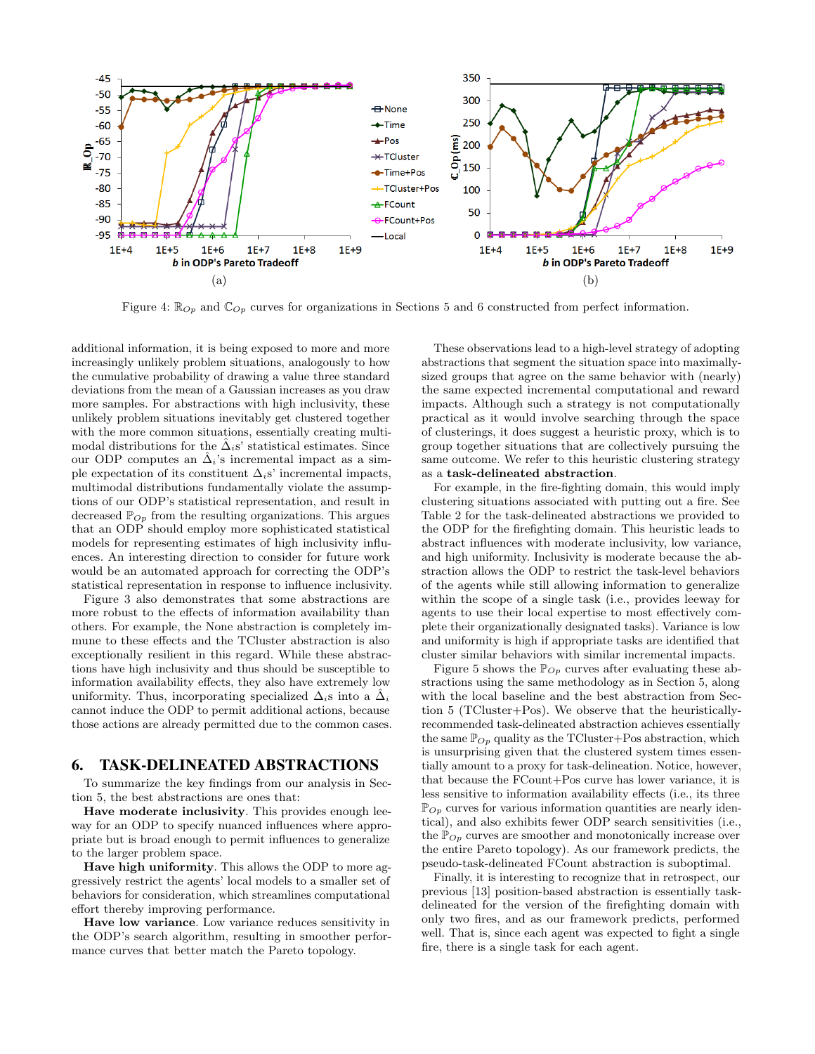Figure 4: $\mathbb{R}_{Op}$ and $\mathbb{C}_{Op}$ curves for organizations in Sections 5 and 6 constructed from perfect information.

additional information, it is being exposed to more and more increasingly unlikely problem situations, analogously to how the cumulative probability of drawing a value three standard deviations from the mean of a Gaussian increases as you draw more samples. For abstractions with high inclusivity, these unlikely problem situations inevitably get clustered together with the more common situations, essentially creating multi-modal distributions for the $\hat{\Delta}_i$s' statistical estimates. Since our ODP computes an $\hat{\Delta}_i$'s incremental impact as a simple expectation of its constituent $\Delta_i$s' incremental impacts, multimodal distributions fundamentally violate the assumptions of our ODP's statistical representation, and result in decreased $\mathbb{P}_{Op}$ from the resulting organizations. This argues that an ODP should employ more sophisticated statistical models for representing estimates of high inclusivity influences. An interesting direction to consider for future work would be an automated approach for correcting the ODP's statistical representation in response to influence inclusivity.

Figure 3 also demonstrates that some abstractions are more robust to the effects of information availability than others. For example, the None abstraction is completely immune to these effects and the TCluster abstraction is also exceptionally resilient in this regard. While these abstractions have high inclusivity and thus should be susceptible to information availability effects, they also have extremely low uniformity. Thus, incorporating specialized $\Delta_i$s into a $\hat{\Delta}_i$ cannot induce the ODP to permit additional actions, because those actions are already permitted due to the common cases.

## 6. TASK-DELINEATED ABSTRACTIONS

To summarize the key findings from our analysis in Section 5, the best abstractions are ones that:

**Have moderate inclusivity**. This provides enough leeway for an ODP to specify nuanced influences where appropriate but is broad enough to permit influences to generalize to the larger problem space.

**Have high uniformity**. This allows the ODP to more aggressively restrict the agents' local models to a smaller set of behaviors for consideration, which streamlines computational effort thereby improving performance.

**Have low variance**. Low variance reduces sensitivity in the ODP's search algorithm, resulting in smoother performance curves that better match the Pareto topology.

These observations lead to a high-level strategy of adopting abstractions that segment the situation space into maximally-sized groups that agree on the same behavior with (nearly) the same expected incremental computational and reward impacts. Although such a strategy is not computationally practical as it would involve searching through the space of clusterings, it does suggest a heuristic proxy, which is to group together situations that are collectively pursuing the same outcome. We refer to this heuristic clustering strategy as a **task-delineated abstraction**.

For example, in the fire-fighting domain, this would imply clustering situations associated with putting out a fire. See Table 2 for the task-delineated abstractions we provided to the ODP for the firefighting domain. This heuristic leads to abstract influences with moderate inclusivity, low variance, and high uniformity. Inclusivity is moderate because the abstraction allows the ODP to restrict the task-level behaviors of the agents while still allowing information to generalize within the scope of a single task (i.e., provides leeway for agents to use their local expertise to most effectively complete their organizationally designated tasks). Variance is low and uniformity is high if appropriate tasks are identified that cluster similar behaviors with similar incremental impacts.

Figure 5 shows the $\mathbb{P}_{Op}$ curves after evaluating these abstractions using the same methodology as in Section 5, along with the local baseline and the best abstraction from Section 5 (TCluster+Pos). We observe that the heuristically-recommended task-delineated abstraction achieves essentially the same $\mathbb{P}_{Op}$ quality as the TCluster+Pos abstraction, which is unsurprising given that the clustered system times essentially amount to a proxy for task-delineation. Notice, however, that because the FCount+Pos curve has lower variance, it is less sensitive to information availability effects (i.e., its three $\mathbb{P}_{Op}$ curves for various information quantities are nearly identical), and also exhibits fewer ODP search sensitivities (i.e., the $\mathbb{P}_{Op}$ curves are smoother and monotonically increase over the entire Pareto topology). As our framework predicts, the pseudo-task-delineated FCount abstraction is suboptimal.

Finally, it is interesting to recognize that in retrospect, our previous [13] position-based abstraction is essentially task-delineated for the version of the firefighting domain with only two fires, and as our framework predicts, performed well. That is, since each agent was expected to fight a single fire, there is a single task for each agent.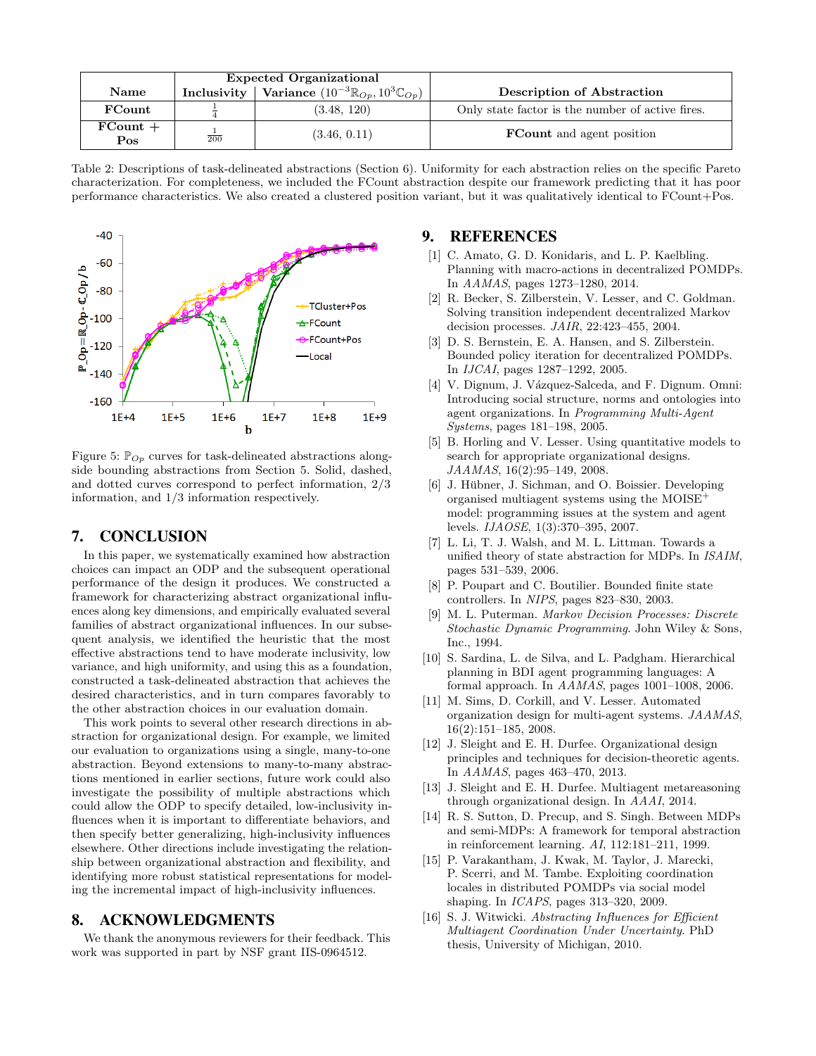| Name | Expected Organizational Inclusivity | Variance $(10^{-3}\mathbb{R}_{Op}, 10^{3}\mathbb{C}_{Op})$ | Description of Abstraction |
|---|---|---|---|
| **FCount** | $\frac{1}{4}$ | (3.48, 120) | Only state factor is the number of active fires. |
| **FCount + Pos** | $\frac{1}{200}$ | (3.46, 0.11) | **FCount** and agent position |

Table 2: Descriptions of task-delineated abstractions (Section 6). Uniformity for each abstraction relies on the specific Pareto characterization. For completeness, we included the FCount abstraction despite our framework predicting that it has poor performance characteristics. We also created a clustered position variant, but it was qualitatively identical to FCount+Pos.

-40
-60
-80
-100
-120
-140
-160
1E+4
1E+5
1E+6
1E+7
1E+8
1E+9
b
ℙ_Op=ℝ_Op-ℂ_Op/b
TCluster+Pos
FCount
FCount+Pos
Local

Figure 5: $\mathbb{P}_{Op}$ curves for task-delineated abstractions alongside bounding abstractions from Section 5. Solid, dashed, and dotted curves correspond to perfect information, 2/3 information, and 1/3 information respectively.

## 7. CONCLUSION

In this paper, we systematically examined how abstraction choices can impact an ODP and the subsequent operational performance of the design it produces. We constructed a framework for characterizing abstract organizational influences along key dimensions, and empirically evaluated several families of abstract organizational influences. In our subsequent analysis, we identified the heuristic that the most effective abstractions tend to have moderate inclusivity, low variance, and high uniformity, and using this as a foundation, constructed a task-delineated abstraction that achieves the desired characteristics, and in turn compares favorably to the other abstraction choices in our evaluation domain.

This work points to several other research directions in abstraction for organizational design. For example, we limited our evaluation to organizations using a single, many-to-one abstraction. Beyond extensions to many-to-many abstractions mentioned in earlier sections, future work could also investigate the possibility of multiple abstractions which could allow the ODP to specify detailed, low-inclusivity influences when it is important to differentiate behaviors, and then specify better generalizing, high-inclusivity influences elsewhere. Other directions include investigating the relationship between organizational abstraction and flexibility, and identifying more robust statistical representations for modeling the incremental impact of high-inclusivity influences.

## 8. ACKNOWLEDGMENTS

We thank the anonymous reviewers for their feedback. This work was supported in part by NSF grant IIS-0964512.

## 9. REFERENCES

[1] C. Amato, G. D. Konidaris, and L. P. Kaelbling. Planning with macro-actions in decentralized POMDPs. In *AAMAS*, pages 1273–1280, 2014.

[2] R. Becker, S. Zilberstein, V. Lesser, and C. Goldman. Solving transition independent decentralized Markov decision processes. *JAIR*, 22:423–455, 2004.

[3] D. S. Bernstein, E. A. Hansen, and S. Zilberstein. Bounded policy iteration for decentralized POMDPs. In *IJCAI*, pages 1287–1292, 2005.

[4] V. Dignum, J. Vázquez-Salceda, and F. Dignum. Omni: Introducing social structure, norms and ontologies into agent organizations. In *Programming Multi-Agent Systems*, pages 181–198, 2005.

[5] B. Horling and V. Lesser. Using quantitative models to search for appropriate organizational designs. *JAAMAS*, 16(2):95–149, 2008.

[6] J. Hübner, J. Sichman, and O. Boissier. Developing organised multiagent systems using the MOISE$^{+}$ model: programming issues at the system and agent levels. *IJAOSE*, 1(3):370–395, 2007.

[7] L. Li, T. J. Walsh, and M. L. Littman. Towards a unified theory of state abstraction for MDPs. In *ISAIM*, pages 531–539, 2006.

[8] P. Poupart and C. Boutilier. Bounded finite state controllers. In *NIPS*, pages 823–830, 2003.

[9] M. L. Puterman. *Markov Decision Processes: Discrete Stochastic Dynamic Programming*. John Wiley & Sons, Inc., 1994.

[10] S. Sardina, L. de Silva, and L. Padgham. Hierarchical planning in BDI agent programming languages: A formal approach. In *AAMAS*, pages 1001–1008, 2006.

[11] M. Sims, D. Corkill, and V. Lesser. Automated organization design for multi-agent systems. *JAAMAS*, 16(2):151–185, 2008.

[12] J. Sleight and E. H. Durfee. Organizational design principles and techniques for decision-theoretic agents. In *AAMAS*, pages 463–470, 2013.

[13] J. Sleight and E. H. Durfee. Multiagent metareasoning through organizational design. In *AAAI*, 2014.

[14] R. S. Sutton, D. Precup, and S. Singh. Between MDPs and semi-MDPs: A framework for temporal abstraction in reinforcement learning. *AI*, 112:181–211, 1999.

[15] P. Varakantham, J. Kwak, M. Taylor, J. Marecki, P. Scerri, and M. Tambe. Exploiting coordination locales in distributed POMDPs via social model shaping. In *ICAPS*, pages 313–320, 2009.

[16] S. J. Witwicki. *Abstracting Influences for Efficient Multiagent Coordination Under Uncertainty*. PhD thesis, University of Michigan, 2010.